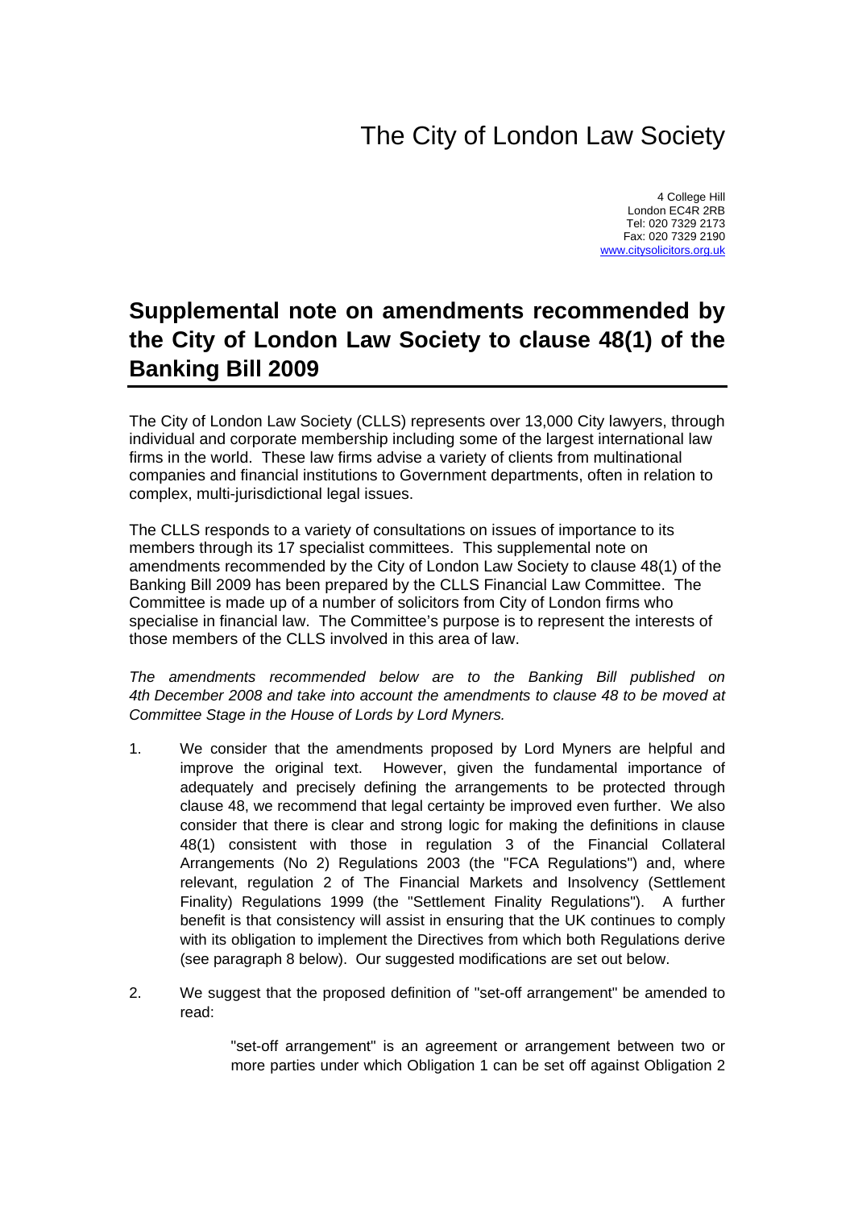# The City of London Law Society

4 College Hill
London EC4R 2RB
Tel: 020 7329 2173
Fax: 020 7329 2190
www.citysolicitors.org.uk

## Supplemental note on amendments recommended by the City of London Law Society to clause 48(1) of the Banking Bill 2009

The City of London Law Society (CLLS) represents over 13,000 City lawyers, through individual and corporate membership including some of the largest international law firms in the world. These law firms advise a variety of clients from multinational companies and financial institutions to Government departments, often in relation to complex, multi-jurisdictional legal issues.

The CLLS responds to a variety of consultations on issues of importance to its members through its 17 specialist committees. This supplemental note on amendments recommended by the City of London Law Society to clause 48(1) of the Banking Bill 2009 has been prepared by the CLLS Financial Law Committee. The Committee is made up of a number of solicitors from City of London firms who specialise in financial law. The Committee's purpose is to represent the interests of those members of the CLLS involved in this area of law.

*The amendments recommended below are to the Banking Bill published on 4th December 2008 and take into account the amendments to clause 48 to be moved at Committee Stage in the House of Lords by Lord Myners.*

1. We consider that the amendments proposed by Lord Myners are helpful and improve the original text. However, given the fundamental importance of adequately and precisely defining the arrangements to be protected through clause 48, we recommend that legal certainty be improved even further. We also consider that there is clear and strong logic for making the definitions in clause 48(1) consistent with those in regulation 3 of the Financial Collateral Arrangements (No 2) Regulations 2003 (the "FCA Regulations") and, where relevant, regulation 2 of The Financial Markets and Insolvency (Settlement Finality) Regulations 1999 (the "Settlement Finality Regulations"). A further benefit is that consistency will assist in ensuring that the UK continues to comply with its obligation to implement the Directives from which both Regulations derive (see paragraph 8 below). Our suggested modifications are set out below.

2. We suggest that the proposed definition of "set-off arrangement" be amended to read:

   > "set-off arrangement" is an agreement or arrangement between two or more parties under which Obligation 1 can be set off against Obligation 2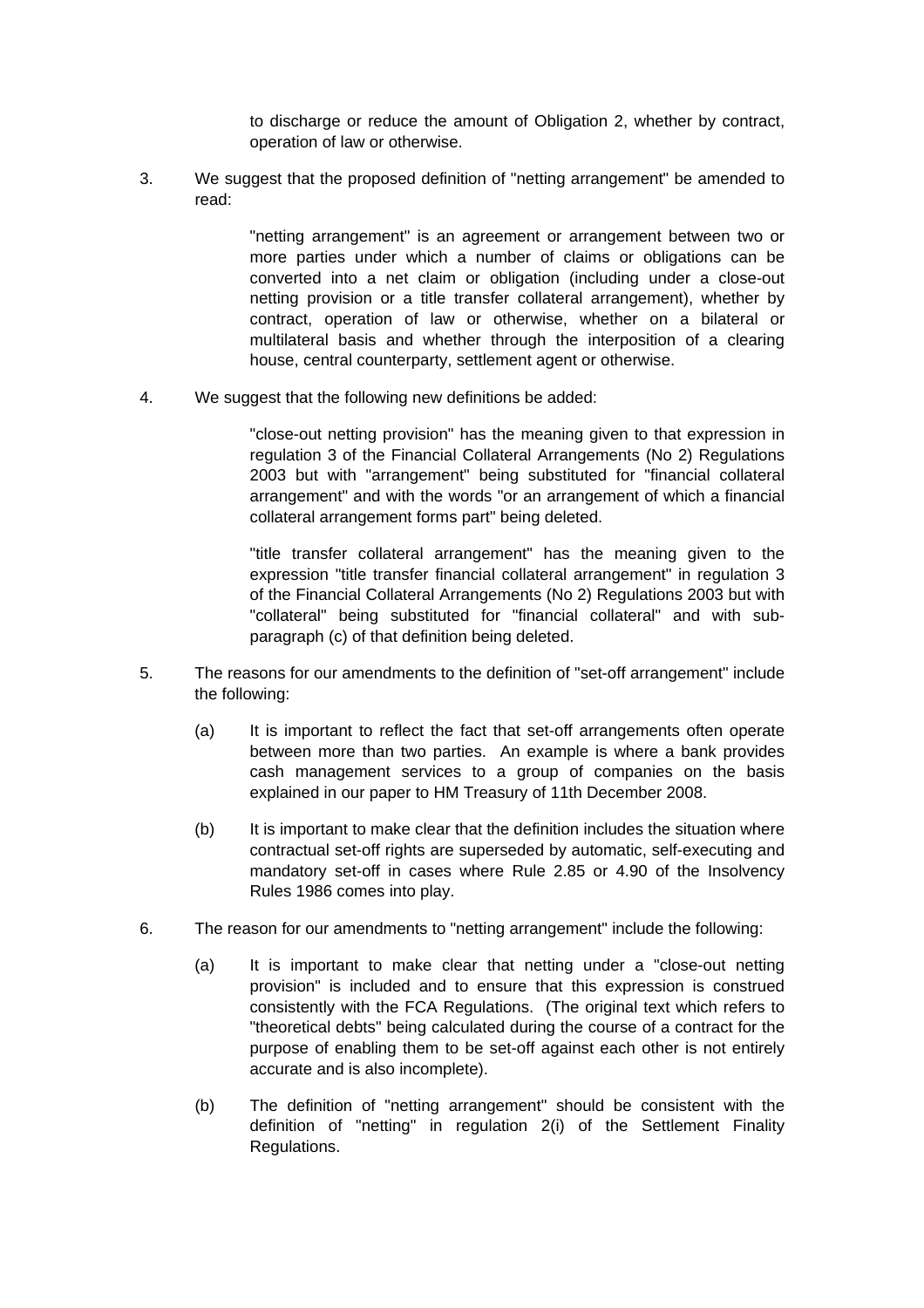to discharge or reduce the amount of Obligation 2, whether by contract, operation of law or otherwise.

3. We suggest that the proposed definition of "netting arrangement" be amended to read:

> "netting arrangement" is an agreement or arrangement between two or more parties under which a number of claims or obligations can be converted into a net claim or obligation (including under a close-out netting provision or a title transfer collateral arrangement), whether by contract, operation of law or otherwise, whether on a bilateral or multilateral basis and whether through the interposition of a clearing house, central counterparty, settlement agent or otherwise.

4. We suggest that the following new definitions be added:

> "close-out netting provision" has the meaning given to that expression in regulation 3 of the Financial Collateral Arrangements (No 2) Regulations 2003 but with "arrangement" being substituted for "financial collateral arrangement" and with the words "or an arrangement of which a financial collateral arrangement forms part" being deleted.

> "title transfer collateral arrangement" has the meaning given to the expression "title transfer financial collateral arrangement" in regulation 3 of the Financial Collateral Arrangements (No 2) Regulations 2003 but with "collateral" being substituted for "financial collateral" and with sub-paragraph (c) of that definition being deleted.

5. The reasons for our amendments to the definition of "set-off arrangement" include the following:

   (a) It is important to reflect the fact that set-off arrangements often operate between more than two parties. An example is where a bank provides cash management services to a group of companies on the basis explained in our paper to HM Treasury of 11th December 2008.

   (b) It is important to make clear that the definition includes the situation where contractual set-off rights are superseded by automatic, self-executing and mandatory set-off in cases where Rule 2.85 or 4.90 of the Insolvency Rules 1986 comes into play.

6. The reason for our amendments to "netting arrangement" include the following:

   (a) It is important to make clear that netting under a "close-out netting provision" is included and to ensure that this expression is construed consistently with the FCA Regulations. (The original text which refers to "theoretical debts" being calculated during the course of a contract for the purpose of enabling them to be set-off against each other is not entirely accurate and is also incomplete).

   (b) The definition of "netting arrangement" should be consistent with the definition of "netting" in regulation 2(i) of the Settlement Finality Regulations.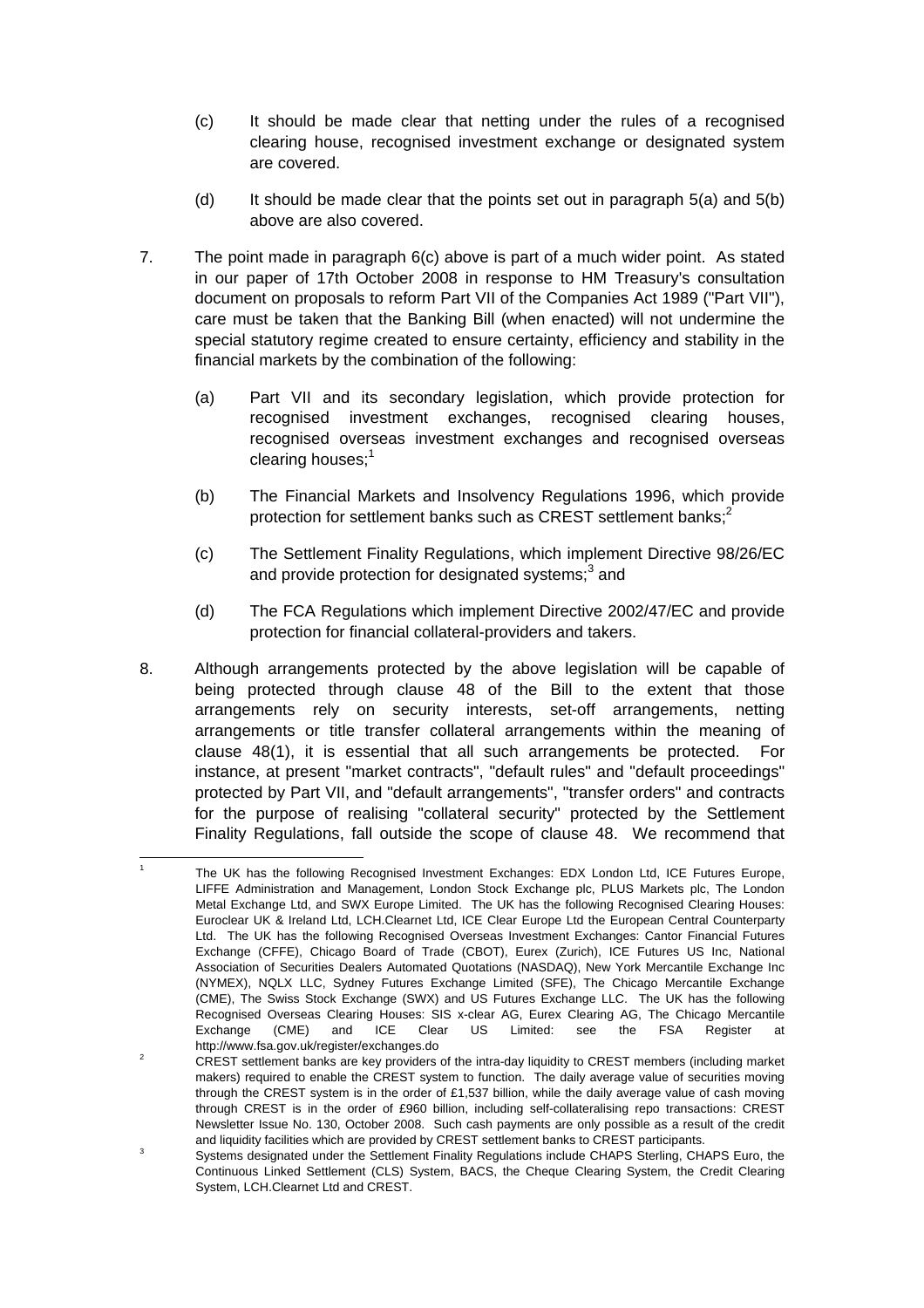(c) It should be made clear that netting under the rules of a recognised clearing house, recognised investment exchange or designated system are covered.

(d) It should be made clear that the points set out in paragraph 5(a) and 5(b) above are also covered.

7. The point made in paragraph 6(c) above is part of a much wider point. As stated in our paper of 17th October 2008 in response to HM Treasury's consultation document on proposals to reform Part VII of the Companies Act 1989 ("Part VII"), care must be taken that the Banking Bill (when enacted) will not undermine the special statutory regime created to ensure certainty, efficiency and stability in the financial markets by the combination of the following:

   (a) Part VII and its secondary legislation, which provide protection for recognised investment exchanges, recognised clearing houses, recognised overseas investment exchanges and recognised overseas clearing houses;[1]

   (b) The Financial Markets and Insolvency Regulations 1996, which provide protection for settlement banks such as CREST settlement banks;[2]

   (c) The Settlement Finality Regulations, which implement Directive 98/26/EC and provide protection for designated systems;[3] and

   (d) The FCA Regulations which implement Directive 2002/47/EC and provide protection for financial collateral-providers and takers.

8. Although arrangements protected by the above legislation will be capable of being protected through clause 48 of the Bill to the extent that those arrangements rely on security interests, set-off arrangements, netting arrangements or title transfer collateral arrangements within the meaning of clause 48(1), it is essential that all such arrangements be protected. For instance, at present "market contracts", "default rules" and "default proceedings" protected by Part VII, and "default arrangements", "transfer orders" and contracts for the purpose of realising "collateral security" protected by the Settlement Finality Regulations, fall outside the scope of clause 48. We recommend that

---

[1] The UK has the following Recognised Investment Exchanges: EDX London Ltd, ICE Futures Europe, LIFFE Administration and Management, London Stock Exchange plc, PLUS Markets plc, The London Metal Exchange Ltd, and SWX Europe Limited. The UK has the following Recognised Clearing Houses: Euroclear UK & Ireland Ltd, LCH.Clearnet Ltd, ICE Clear Europe Ltd the European Central Counterparty Ltd. The UK has the following Recognised Overseas Investment Exchanges: Cantor Financial Futures Exchange (CFFE), Chicago Board of Trade (CBOT), Eurex (Zurich), ICE Futures US Inc, National Association of Securities Dealers Automated Quotations (NASDAQ), New York Mercantile Exchange Inc (NYMEX), NQLX LLC, Sydney Futures Exchange Limited (SFE), The Chicago Mercantile Exchange (CME), The Swiss Stock Exchange (SWX) and US Futures Exchange LLC. The UK has the following Recognised Overseas Clearing Houses: SIS x-clear AG, Eurex Clearing AG, The Chicago Mercantile Exchange (CME) and ICE Clear US Limited: see the FSA Register at http://www.fsa.gov.uk/register/exchanges.do

[2] CREST settlement banks are key providers of the intra-day liquidity to CREST members (including market makers) required to enable the CREST system to function. The daily average value of securities moving through the CREST system is in the order of £1,537 billion, while the daily average value of cash moving through CREST is in the order of £960 billion, including self-collateralising repo transactions: CREST Newsletter Issue No. 130, October 2008. Such cash payments are only possible as a result of the credit and liquidity facilities which are provided by CREST settlement banks to CREST participants.

[3] Systems designated under the Settlement Finality Regulations include CHAPS Sterling, CHAPS Euro, the Continuous Linked Settlement (CLS) System, BACS, the Cheque Clearing System, the Credit Clearing System, LCH.Clearnet Ltd and CREST.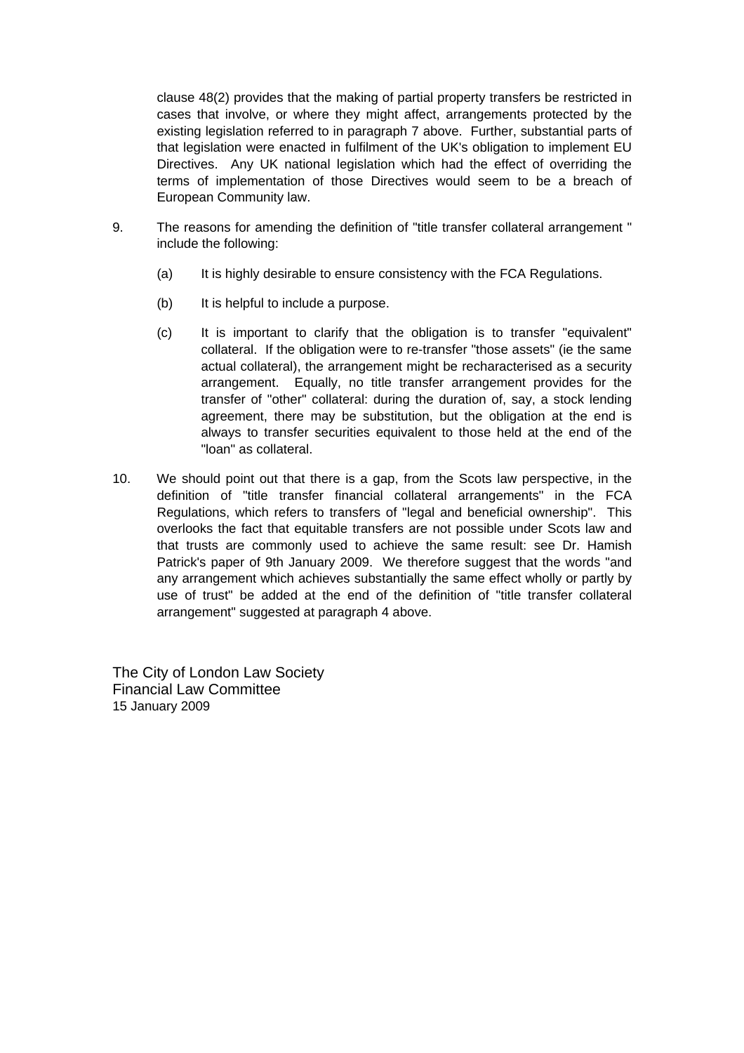clause 48(2) provides that the making of partial property transfers be restricted in cases that involve, or where they might affect, arrangements protected by the existing legislation referred to in paragraph 7 above. Further, substantial parts of that legislation were enacted in fulfilment of the UK's obligation to implement EU Directives. Any UK national legislation which had the effect of overriding the terms of implementation of those Directives would seem to be a breach of European Community law.

9. The reasons for amending the definition of "title transfer collateral arrangement " include the following:

   (a) It is highly desirable to ensure consistency with the FCA Regulations.

   (b) It is helpful to include a purpose.

   (c) It is important to clarify that the obligation is to transfer "equivalent" collateral. If the obligation were to re-transfer "those assets" (ie the same actual collateral), the arrangement might be recharacterised as a security arrangement. Equally, no title transfer arrangement provides for the transfer of "other" collateral: during the duration of, say, a stock lending agreement, there may be substitution, but the obligation at the end is always to transfer securities equivalent to those held at the end of the "loan" as collateral.

10. We should point out that there is a gap, from the Scots law perspective, in the definition of "title transfer financial collateral arrangements" in the FCA Regulations, which refers to transfers of "legal and beneficial ownership". This overlooks the fact that equitable transfers are not possible under Scots law and that trusts are commonly used to achieve the same result: see Dr. Hamish Patrick's paper of 9th January 2009. We therefore suggest that the words "and any arrangement which achieves substantially the same effect wholly or partly by use of trust" be added at the end of the definition of "title transfer collateral arrangement" suggested at paragraph 4 above.

The City of London Law Society
Financial Law Committee
15 January 2009